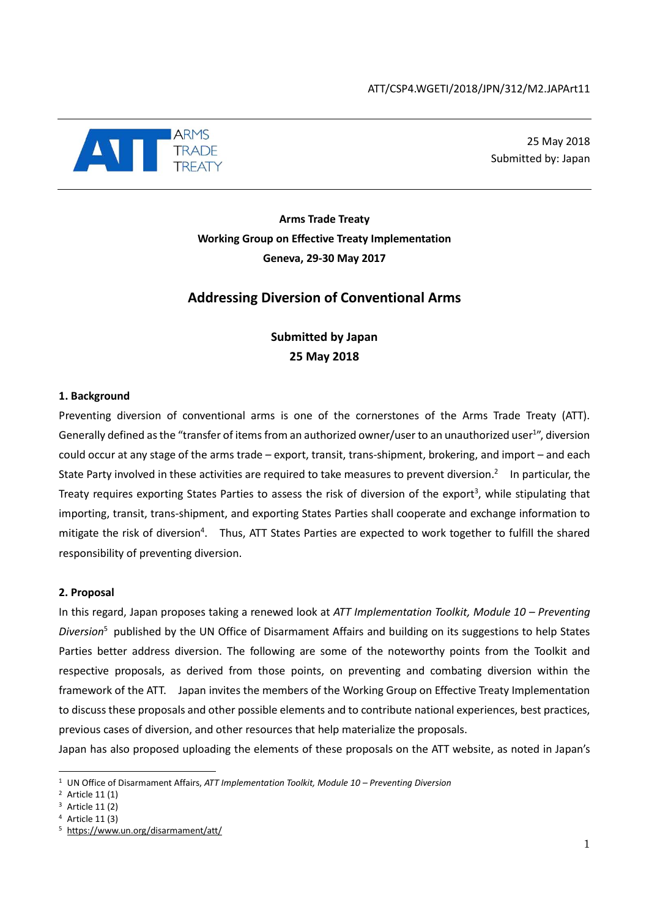ATT/CSP4.WGETI/2018/JPN/312/M2.JAPArt11

ARMS TRADE TREATY

25 May 2018
Submitted by: Japan

**Arms Trade Treaty**
**Working Group on Effective Treaty Implementation**
**Geneva, 29-30 May 2017**

## Addressing Diversion of Conventional Arms

**Submitted by Japan**
**25 May 2018**

### 1. Background

Preventing diversion of conventional arms is one of the cornerstones of the Arms Trade Treaty (ATT). Generally defined as the "transfer of items from an authorized owner/user to an unauthorized user[1]", diversion could occur at any stage of the arms trade – export, transit, trans-shipment, brokering, and import – and each State Party involved in these activities are required to take measures to prevent diversion.[2] In particular, the Treaty requires exporting States Parties to assess the risk of diversion of the export[3], while stipulating that importing, transit, trans-shipment, and exporting States Parties shall cooperate and exchange information to mitigate the risk of diversion[4]. Thus, ATT States Parties are expected to work together to fulfill the shared responsibility of preventing diversion.

### 2. Proposal

In this regard, Japan proposes taking a renewed look at *ATT Implementation Toolkit, Module 10 – Preventing Diversion*[5] published by the UN Office of Disarmament Affairs and building on its suggestions to help States Parties better address diversion. The following are some of the noteworthy points from the Toolkit and respective proposals, as derived from those points, on preventing and combating diversion within the framework of the ATT. Japan invites the members of the Working Group on Effective Treaty Implementation to discuss these proposals and other possible elements and to contribute national experiences, best practices, previous cases of diversion, and other resources that help materialize the proposals.

Japan has also proposed uploading the elements of these proposals on the ATT website, as noted in Japan's

---

[1] UN Office of Disarmament Affairs, *ATT Implementation Toolkit, Module 10 – Preventing Diversion*

[2] Article 11 (1)

[3] Article 11 (2)

[4] Article 11 (3)

[5] https://www.un.org/disarmament/att/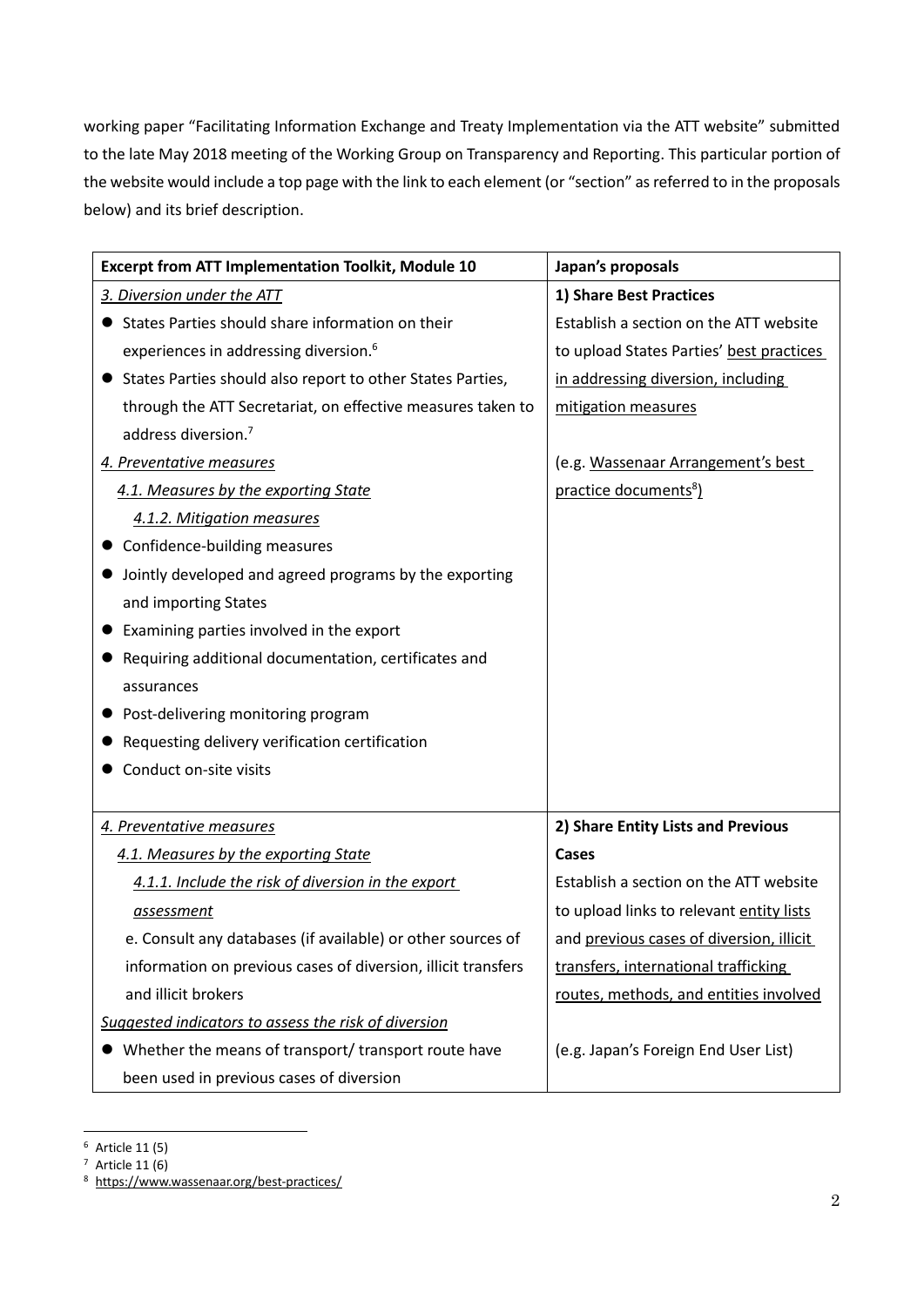working paper "Facilitating Information Exchange and Treaty Implementation via the ATT website" submitted to the late May 2018 meeting of the Working Group on Transparency and Reporting. This particular portion of the website would include a top page with the link to each element (or "section" as referred to in the proposals below) and its brief description.

| Excerpt from ATT Implementation Toolkit, Module 10 | Japan's proposals |
|---|---|
| *3. Diversion under the ATT*<br>● States Parties should share information on their experiences in addressing diversion.[6]<br>● States Parties should also report to other States Parties, through the ATT Secretariat, on effective measures taken to address diversion.[7]<br>*4. Preventative measures*<br>*4.1. Measures by the exporting State*<br>*4.1.2. Mitigation measures*<br>● Confidence-building measures<br>● Jointly developed and agreed programs by the exporting and importing States<br>● Examining parties involved in the export<br>● Requiring additional documentation, certificates and assurances<br>● Post-delivering monitoring program<br>● Requesting delivery verification certification<br>● Conduct on-site visits | **1) Share Best Practices**<br>Establish a section on the ATT website to upload States Parties' best practices in addressing diversion, including mitigation measures<br><br>(e.g. Wassenaar Arrangement's best practice documents[8]) |
| *4. Preventative measures*<br>*4.1. Measures by the exporting State*<br>*4.1.1. Include the risk of diversion in the export assessment*<br>e. Consult any databases (if available) or other sources of information on previous cases of diversion, illicit transfers and illicit brokers<br>*Suggested indicators to assess the risk of diversion*<br>● Whether the means of transport/ transport route have been used in previous cases of diversion | **2) Share Entity Lists and Previous Cases**<br>Establish a section on the ATT website to upload links to relevant entity lists and previous cases of diversion, illicit transfers, international trafficking routes, methods, and entities involved<br><br>(e.g. Japan's Foreign End User List) |

[6] Article 11 (5)

[7] Article 11 (6)

[8] https://www.wassenaar.org/best-practices/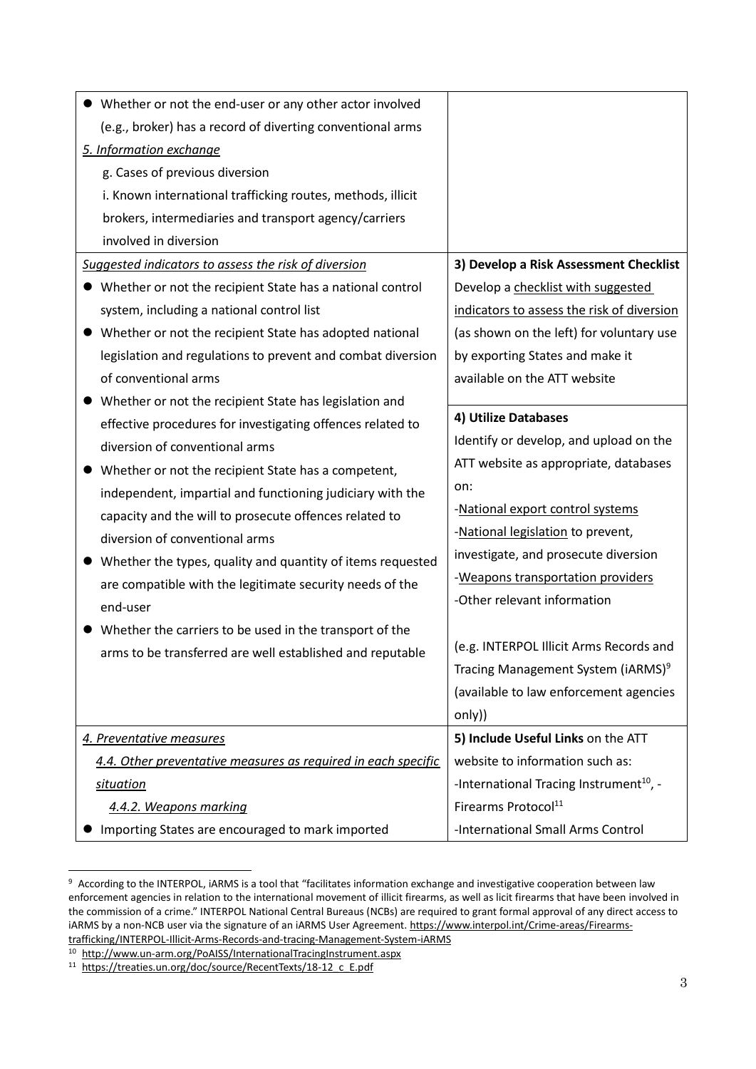| | |
|---|---|
| ● Whether or not the end-user or any other actor involved (e.g., broker) has a record of diverting conventional arms<br>*5. Information exchange*<br>g. Cases of previous diversion<br>i. Known international trafficking routes, methods, illicit brokers, intermediaries and transport agency/carriers involved in diversion | |
| *Suggested indicators to assess the risk of diversion*<br>● Whether or not the recipient State has a national control system, including a national control list<br>● Whether or not the recipient State has adopted national legislation and regulations to prevent and combat diversion of conventional arms<br>● Whether or not the recipient State has legislation and effective procedures for investigating offences related to diversion of conventional arms<br>● Whether or not the recipient State has a competent, independent, impartial and functioning judiciary with the capacity and the will to prosecute offences related to diversion of conventional arms<br>● Whether the types, quality and quantity of items requested are compatible with the legitimate security needs of the end-user<br>● Whether the carriers to be used in the transport of the arms to be transferred are well established and reputable | **3) Develop a Risk Assessment Checklist**<br>Develop a checklist with suggested indicators to assess the risk of diversion (as shown on the left) for voluntary use by exporting States and make it available on the ATT website<br><br>**4) Utilize Databases**<br>Identify or develop, and upload on the ATT website as appropriate, databases on:<br>-National export control systems<br>-National legislation to prevent, investigate, and prosecute diversion<br>-Weapons transportation providers<br>-Other relevant information<br><br>(e.g. INTERPOL Illicit Arms Records and Tracing Management System (iARMS)[9] (available to law enforcement agencies only)) |
| *4. Preventative measures*<br>*4.4. Other preventative measures as required in each specific situation*<br>*4.4.2. Weapons marking*<br>● Importing States are encouraged to mark imported | **5) Include Useful Links** on the ATT website to information such as:<br>-International Tracing Instrument[10], -Firearms Protocol[11]<br>-International Small Arms Control |

[9] According to the INTERPOL, iARMS is a tool that "facilitates information exchange and investigative cooperation between law enforcement agencies in relation to the international movement of illicit firearms, as well as licit firearms that have been involved in the commission of a crime." INTERPOL National Central Bureaus (NCBs) are required to grant formal approval of any direct access to iARMS by a non-NCB user via the signature of an iARMS User Agreement. https://www.interpol.int/Crime-areas/Firearms-trafficking/INTERPOL-Illicit-Arms-Records-and-tracing-Management-System-iARMS

[10] http://www.un-arm.org/PoAISS/InternationalTracingInstrument.aspx

[11] https://treaties.un.org/doc/source/RecentTexts/18-12_c_E.pdf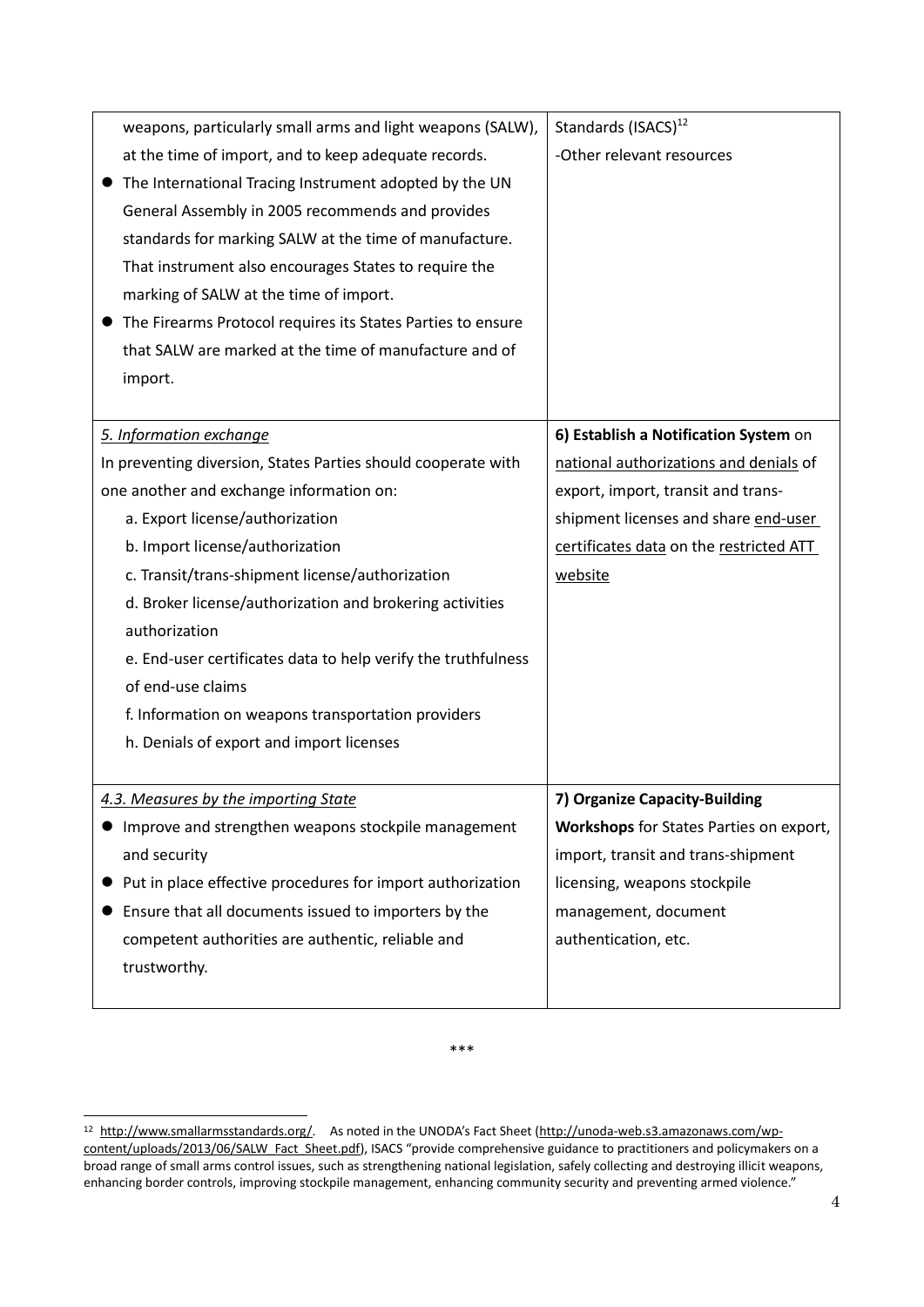| | |
|---|---|
| weapons, particularly small arms and light weapons (SALW), at the time of import, and to keep adequate records.<br>● The International Tracing Instrument adopted by the UN General Assembly in 2005 recommends and provides standards for marking SALW at the time of manufacture. That instrument also encourages States to require the marking of SALW at the time of import.<br>● The Firearms Protocol requires its States Parties to ensure that SALW are marked at the time of manufacture and of import. | Standards (ISACS)[12]<br>-Other relevant resources |
| *5. Information exchange*<br>In preventing diversion, States Parties should cooperate with one another and exchange information on:<br>a. Export license/authorization<br>b. Import license/authorization<br>c. Transit/trans-shipment license/authorization<br>d. Broker license/authorization and brokering activities authorization<br>e. End-user certificates data to help verify the truthfulness of end-use claims<br>f. Information on weapons transportation providers<br>h. Denials of export and import licenses | **6) Establish a Notification System** on national authorizations and denials of export, import, transit and trans-shipment licenses and share end-user certificates data on the restricted ATT website |
| *4.3. Measures by the importing State*<br>● Improve and strengthen weapons stockpile management and security<br>● Put in place effective procedures for import authorization<br>● Ensure that all documents issued to importers by the competent authorities are authentic, reliable and trustworthy. | **7) Organize Capacity-Building Workshops** for States Parties on export, import, transit and trans-shipment licensing, weapons stockpile management, document authentication, etc. |

\*\*\*

[12] http://www.smallarmsstandards.org/. As noted in the UNODA's Fact Sheet (http://unoda-web.s3.amazonaws.com/wp-content/uploads/2013/06/SALW_Fact_Sheet.pdf), ISACS "provide comprehensive guidance to practitioners and policymakers on a broad range of small arms control issues, such as strengthening national legislation, safely collecting and destroying illicit weapons, enhancing border controls, improving stockpile management, enhancing community security and preventing armed violence."